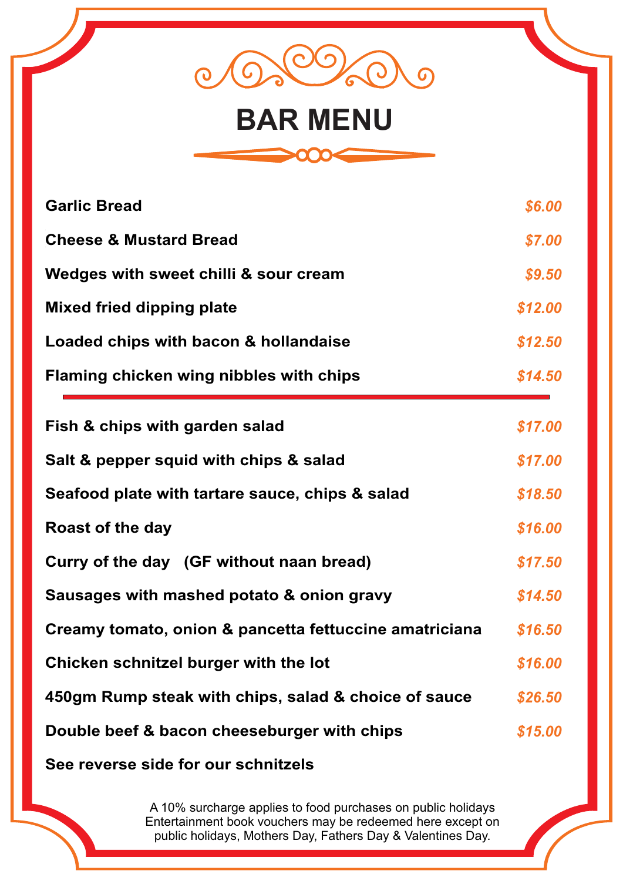# BAR MENU

| Item | Price |
|---|---|
| **Garlic Bread** | *$6.00* |
| **Cheese & Mustard Bread** | *$7.00* |
| **Wedges with sweet chilli & sour cream** | *$9.50* |
| **Mixed fried dipping plate** | *$12.00* |
| **Loaded chips with bacon & hollandaise** | *$12.50* |
| **Flaming chicken wing nibbles with chips** | *$14.50* |

---

| Item | Price |
|---|---|
| **Fish & chips with garden salad** | *$17.00* |
| **Salt & pepper squid with chips & salad** | *$17.00* |
| **Seafood plate with tartare sauce, chips & salad** | *$18.50* |
| **Roast of the day** | *$16.00* |
| **Curry of the day (GF without naan bread)** | *$17.50* |
| **Sausages with mashed potato & onion gravy** | *$14.50* |
| **Creamy tomato, onion & pancetta fettuccine amatriciana** | *$16.50* |
| **Chicken schnitzel burger with the lot** | *$16.00* |
| **450gm Rump steak with chips, salad & choice of sauce** | *$26.50* |
| **Double beef & bacon cheeseburger with chips** | *$15.00* |

**See reverse side for our schnitzels**

A 10% surcharge applies to food purchases on public holidays
Entertainment book vouchers may be redeemed here except on public holidays, Mothers Day, Fathers Day & Valentines Day.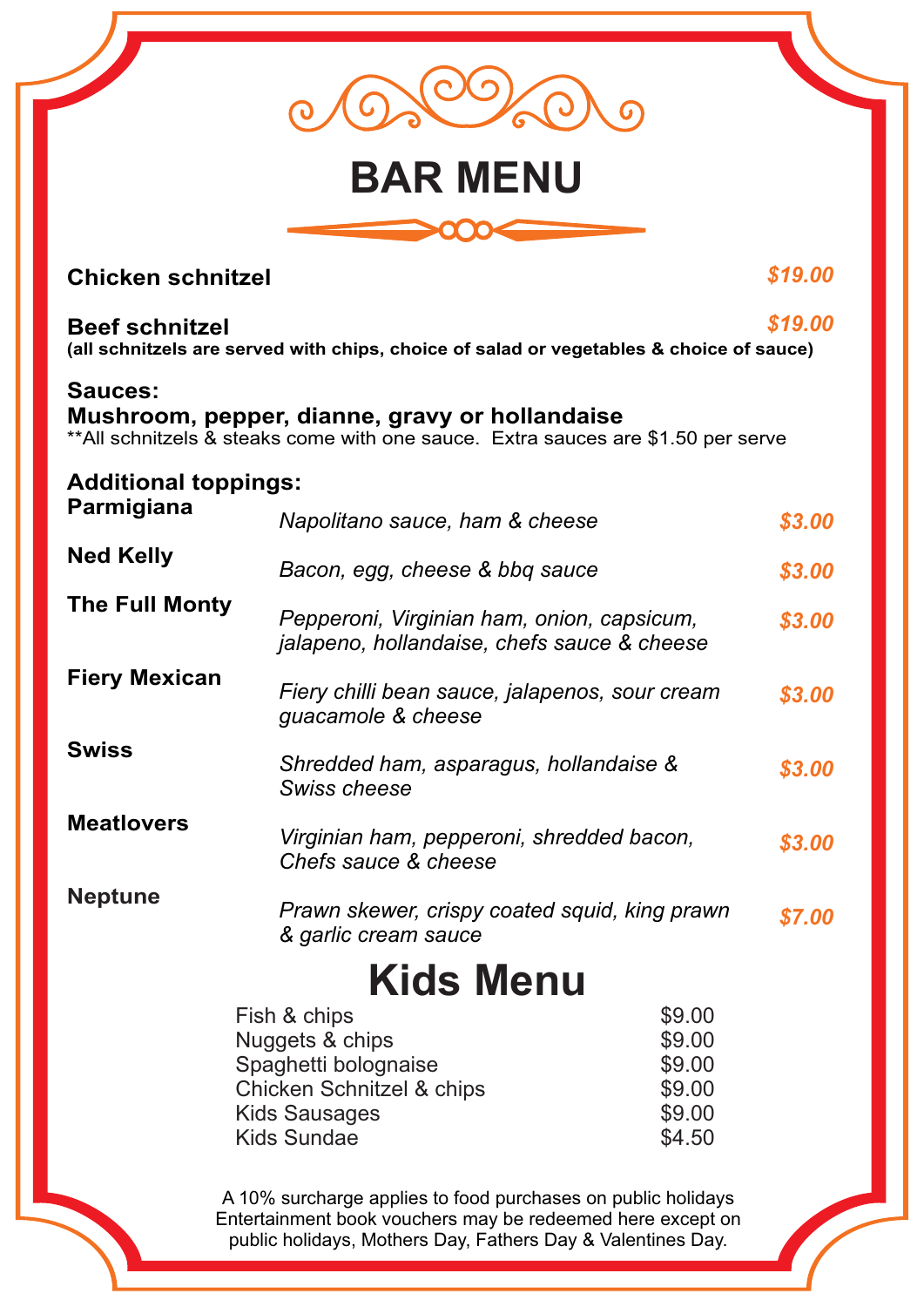# BAR MENU

**Chicken schnitzel** *$19.00*

**Beef schnitzel** *$19.00*
**(all schnitzels are served with chips, choice of salad or vegetables & choice of sauce)**

**Sauces:**
**Mushroom, pepper, dianne, gravy or hollandaise**
**All schnitzels & steaks come with one sauce. Extra sauces are $1.50 per serve

**Additional toppings:**

| | | |
|---|---|---|
| **Parmigiana** | *Napolitano sauce, ham & cheese* | *$3.00* |
| **Ned Kelly** | *Bacon, egg, cheese & bbq sauce* | *$3.00* |
| **The Full Monty** | *Pepperoni, Virginian ham, onion, capsicum, jalapeno, hollandaise, chefs sauce & cheese* | *$3.00* |
| **Fiery Mexican** | *Fiery chilli bean sauce, jalapenos, sour cream guacamole & cheese* | *$3.00* |
| **Swiss** | *Shredded ham, asparagus, hollandaise & Swiss cheese* | *$3.00* |
| **Meatlovers** | *Virginian ham, pepperoni, shredded bacon, Chefs sauce & cheese* | *$3.00* |
| **Neptune** | *Prawn skewer, crispy coated squid, king prawn & garlic cream sauce* | *$7.00* |

# Kids Menu

| | |
|---|---|
| Fish & chips | $9.00 |
| Nuggets & chips | $9.00 |
| Spaghetti bolognaise | $9.00 |
| Chicken Schnitzel & chips | $9.00 |
| Kids Sausages | $9.00 |
| Kids Sundae | $4.50 |

A 10% surcharge applies to food purchases on public holidays
Entertainment book vouchers may be redeemed here except on public holidays, Mothers Day, Fathers Day & Valentines Day.